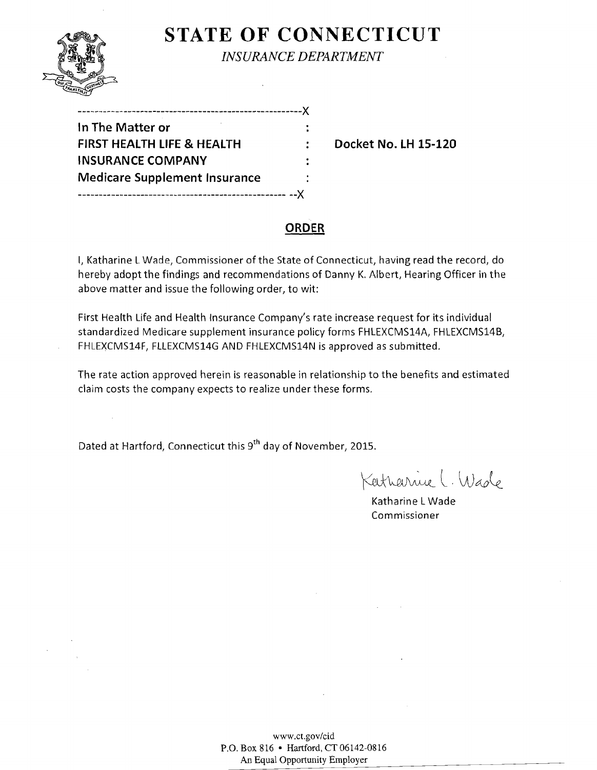# STATE OF CONNECTICUT

*INSURANCE DEPARTMENT*

```
------------------------------------------------------X
In The Matter or                                      :
FIRST HEALTH LIFE & HEALTH                            :    Docket No. LH 15-120
INSURANCE COMPANY                                     :
Medicare Supplement Insurance                         :
---------------------------------------------------- --X
```

## ORDER

I, Katharine L Wade, Commissioner of the State of Connecticut, having read the record, do hereby adopt the findings and recommendations of Danny K. Albert, Hearing Officer in the above matter and issue the following order, to wit:

First Health Life and Health Insurance Company's rate increase request for its individual standardized Medicare supplement insurance policy forms FHLEXCMS14A, FHLEXCMS14B, FHLEXCMS14F, FLLEXCMS14G AND FHLEXCMS14N is approved as submitted.

The rate action approved herein is reasonable in relationship to the benefits and estimated claim costs the company expects to realize under these forms.

Dated at Hartford, Connecticut this 9th day of November, 2015.

Katharine L. Wade

Katharine L Wade
Commissioner

www.ct.gov/cid
P.O. Box 816 • Hartford, CT 06142-0816
An Equal Opportunity Employer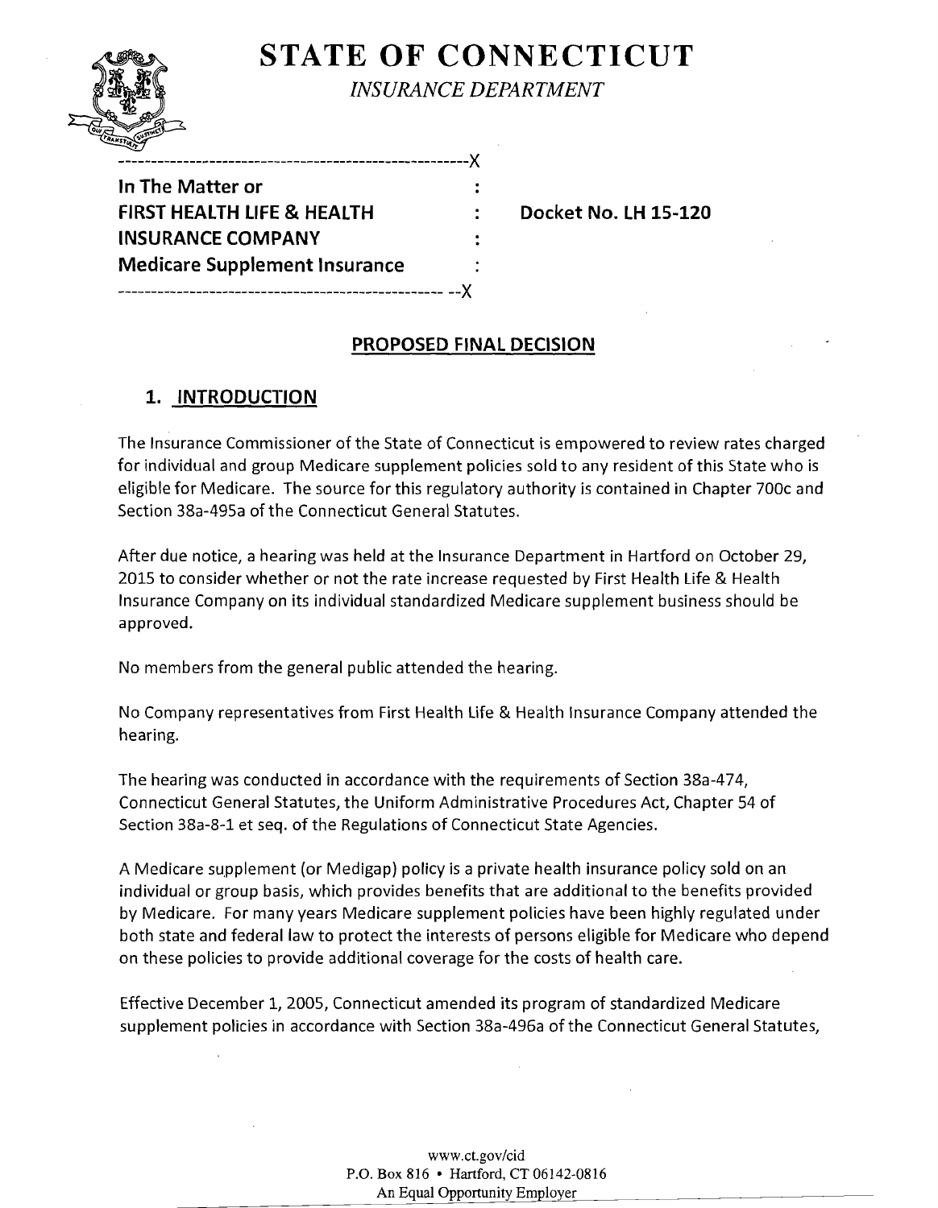# STATE OF CONNECTICUT

*INSURANCE DEPARTMENT*

---

**In The Matter or**
**FIRST HEALTH LIFE & HEALTH INSURANCE COMPANY**
**Medicare Supplement Insurance**

**Docket No. LH 15-120**

---

## PROPOSED FINAL DECISION

## 1. INTRODUCTION

The Insurance Commissioner of the State of Connecticut is empowered to review rates charged for individual and group Medicare supplement policies sold to any resident of this State who is eligible for Medicare. The source for this regulatory authority is contained in Chapter 700c and Section 38a-495a of the Connecticut General Statutes.

After due notice, a hearing was held at the Insurance Department in Hartford on October 29, 2015 to consider whether or not the rate increase requested by First Health Life & Health Insurance Company on its individual standardized Medicare supplement business should be approved.

No members from the general public attended the hearing.

No Company representatives from First Health Life & Health Insurance Company attended the hearing.

The hearing was conducted in accordance with the requirements of Section 38a-474, Connecticut General Statutes, the Uniform Administrative Procedures Act, Chapter 54 of Section 38a-8-1 et seq. of the Regulations of Connecticut State Agencies.

A Medicare supplement (or Medigap) policy is a private health insurance policy sold on an individual or group basis, which provides benefits that are additional to the benefits provided by Medicare. For many years Medicare supplement policies have been highly regulated under both state and federal law to protect the interests of persons eligible for Medicare who depend on these policies to provide additional coverage for the costs of health care.

Effective December 1, 2005, Connecticut amended its program of standardized Medicare supplement policies in accordance with Section 38a-496a of the Connecticut General Statutes,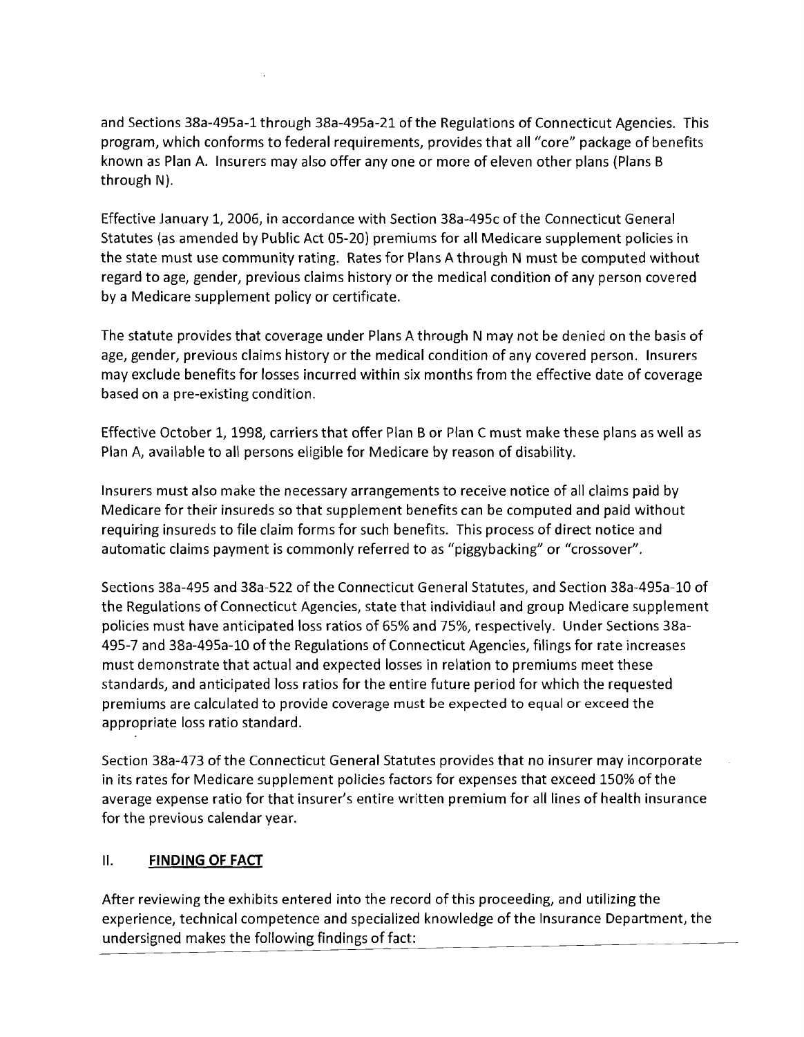and Sections 38a-495a-1 through 38a-495a-21 of the Regulations of Connecticut Agencies. This program, which conforms to federal requirements, provides that all "core" package of benefits known as Plan A. Insurers may also offer any one or more of eleven other plans (Plans B through N).

Effective January 1, 2006, in accordance with Section 38a-495c of the Connecticut General Statutes (as amended by Public Act 05-20) premiums for all Medicare supplement policies in the state must use community rating. Rates for Plans A through N must be computed without regard to age, gender, previous claims history or the medical condition of any person covered by a Medicare supplement policy or certificate.

The statute provides that coverage under Plans A through N may not be denied on the basis of age, gender, previous claims history or the medical condition of any covered person. Insurers may exclude benefits for losses incurred within six months from the effective date of coverage based on a pre-existing condition.

Effective October 1, 1998, carriers that offer Plan B or Plan C must make these plans as well as Plan A, available to all persons eligible for Medicare by reason of disability.

Insurers must also make the necessary arrangements to receive notice of all claims paid by Medicare for their insureds so that supplement benefits can be computed and paid without requiring insureds to file claim forms for such benefits. This process of direct notice and automatic claims payment is commonly referred to as "piggybacking" or "crossover".

Sections 38a-495 and 38a-522 of the Connecticut General Statutes, and Section 38a-495a-10 of the Regulations of Connecticut Agencies, state that individiaul and group Medicare supplement policies must have anticipated loss ratios of 65% and 75%, respectively. Under Sections 38a-495-7 and 38a-495a-10 of the Regulations of Connecticut Agencies, filings for rate increases must demonstrate that actual and expected losses in relation to premiums meet these standards, and anticipated loss ratios for the entire future period for which the requested premiums are calculated to provide coverage must be expected to equal or exceed the appropriate loss ratio standard.

Section 38a-473 of the Connecticut General Statutes provides that no insurer may incorporate in its rates for Medicare supplement policies factors for expenses that exceed 150% of the average expense ratio for that insurer's entire written premium for all lines of health insurance for the previous calendar year.

## II. **FINDING OF FACT**

After reviewing the exhibits entered into the record of this proceeding, and utilizing the experience, technical competence and specialized knowledge of the Insurance Department, the undersigned makes the following findings of fact: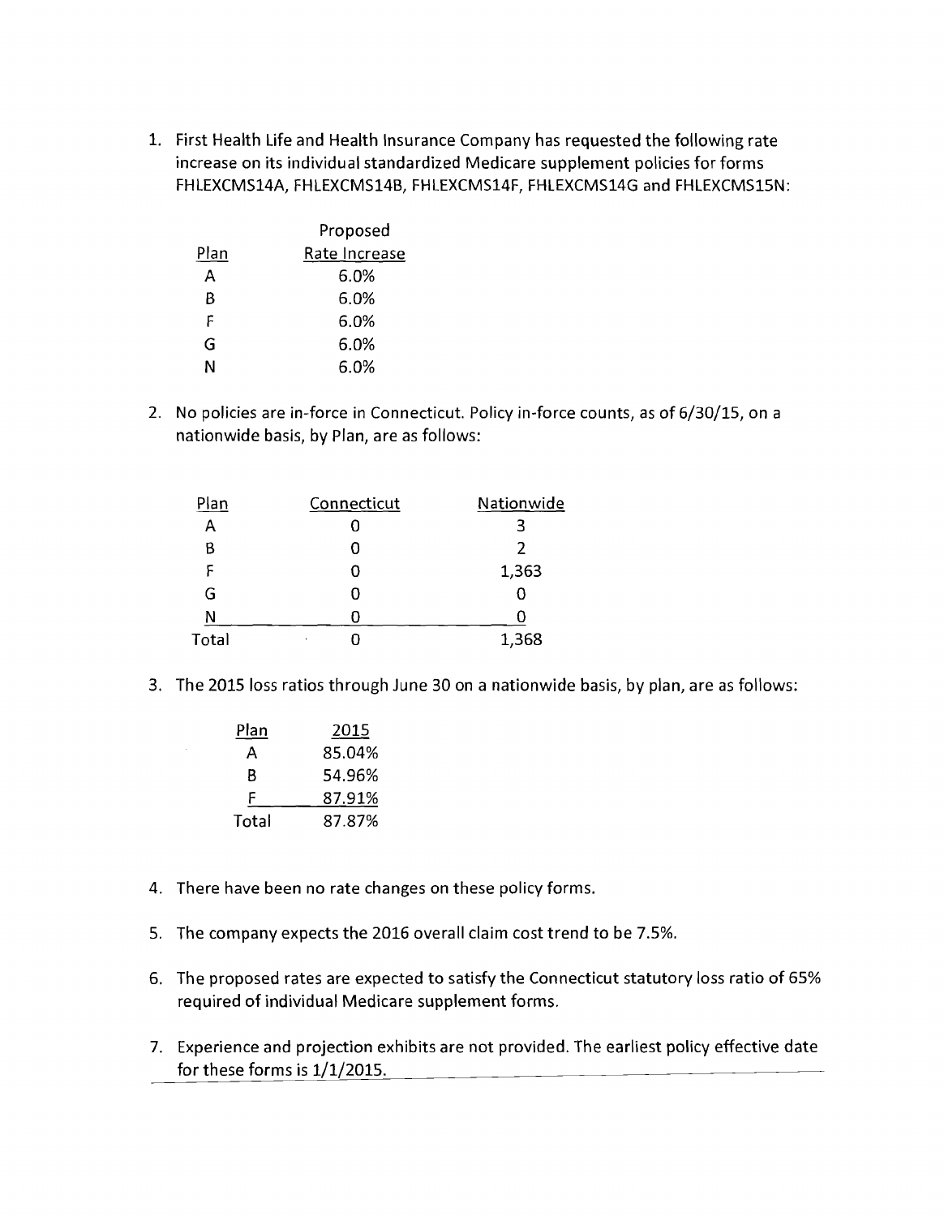1. First Health Life and Health Insurance Company has requested the following rate increase on its individual standardized Medicare supplement policies for forms FHLEXCMS14A, FHLEXCMS14B, FHLEXCMS14F, FHLEXCMS14G and FHLEXCMS15N:

| Plan | Proposed Rate Increase |
|---|---|
| A | 6.0% |
| B | 6.0% |
| F | 6.0% |
| G | 6.0% |
| N | 6.0% |

2. No policies are in-force in Connecticut. Policy in-force counts, as of 6/30/15, on a nationwide basis, by Plan, are as follows:

| Plan | Connecticut | Nationwide |
|---|---|---|
| A | 0 | 3 |
| B | 0 | 2 |
| F | 0 | 1,363 |
| G | 0 | 0 |
| N | 0 | 0 |
| Total | 0 | 1,368 |

3. The 2015 loss ratios through June 30 on a nationwide basis, by plan, are as follows:

| Plan | 2015 |
|---|---|
| A | 85.04% |
| B | 54.96% |
| F | 87.91% |
| Total | 87.87% |

4. There have been no rate changes on these policy forms.

5. The company expects the 2016 overall claim cost trend to be 7.5%.

6. The proposed rates are expected to satisfy the Connecticut statutory loss ratio of 65% required of individual Medicare supplement forms.

7. Experience and projection exhibits are not provided. The earliest policy effective date for these forms is 1/1/2015.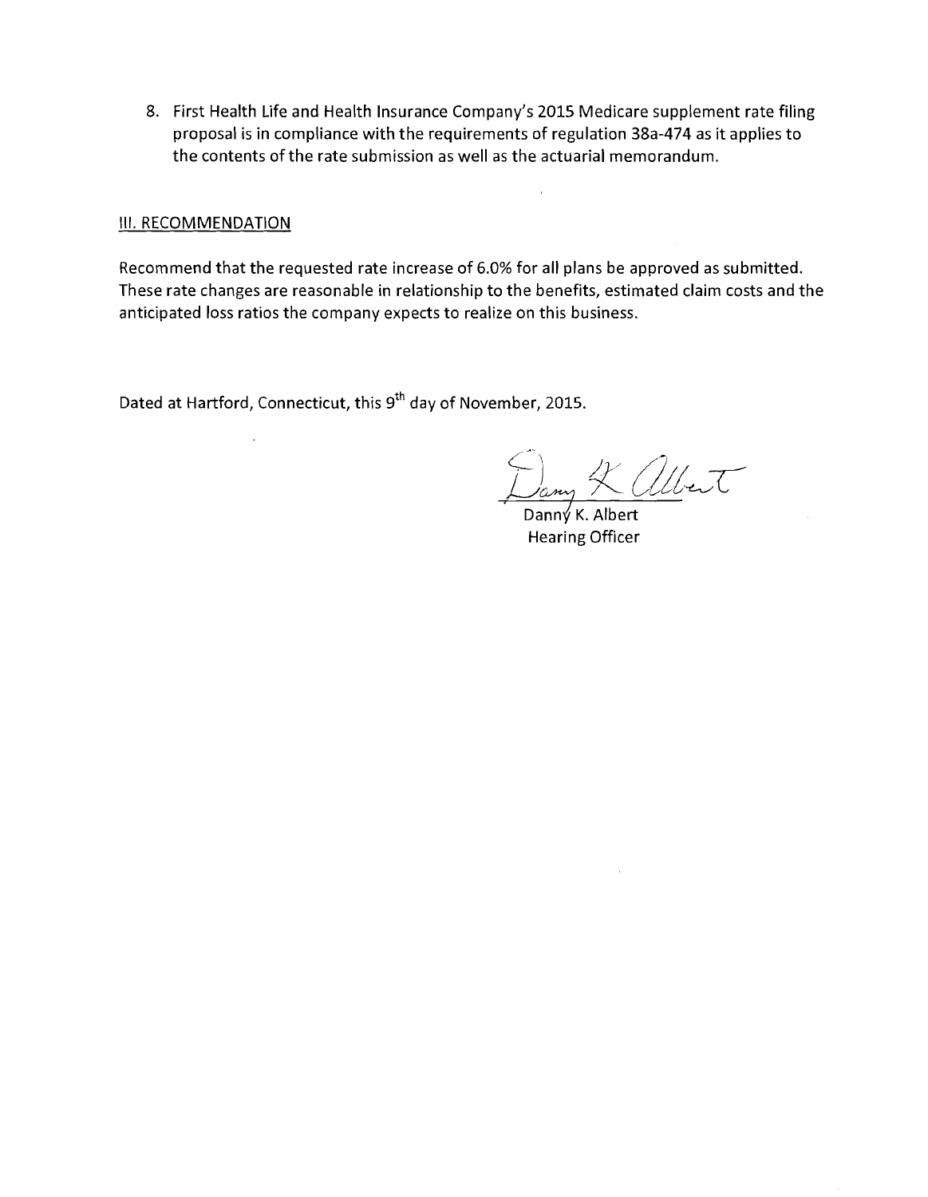8. First Health Life and Health Insurance Company's 2015 Medicare supplement rate filing proposal is in compliance with the requirements of regulation 38a-474 as it applies to the contents of the rate submission as well as the actuarial memorandum.

## III. RECOMMENDATION

Recommend that the requested rate increase of 6.0% for all plans be approved as submitted. These rate changes are reasonable in relationship to the benefits, estimated claim costs and the anticipated loss ratios the company expects to realize on this business.

Dated at Hartford, Connecticut, this 9th day of November, 2015.

Danny K. Albert
Hearing Officer